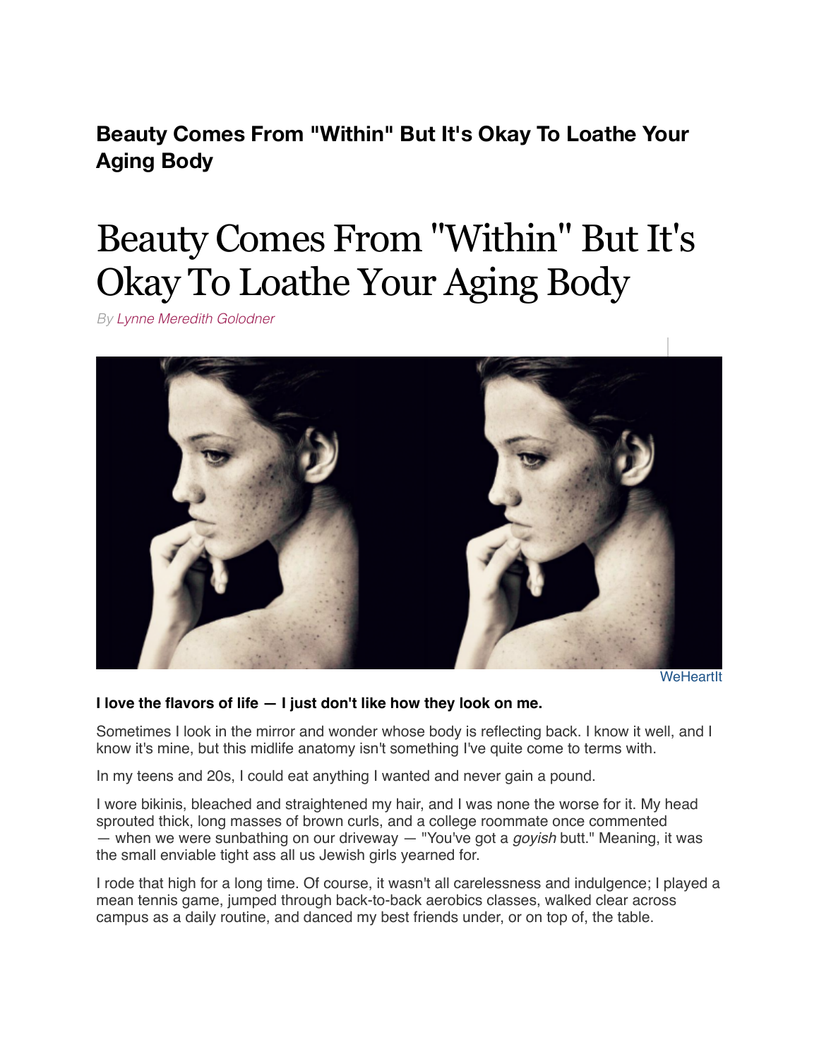**Beauty Comes From "Within" But It's Okay To Loathe Your Aging Body**

# Beauty Comes From "Within" But It's Okay To Loathe Your Aging Body

*By Lynne Meredith Golodner*

WeHeartIt

**I love the flavors of life — I just don't like how they look on me.**

Sometimes I look in the mirror and wonder whose body is reflecting back. I know it well, and I know it's mine, but this midlife anatomy isn't something I've quite come to terms with.

In my teens and 20s, I could eat anything I wanted and never gain a pound.

I wore bikinis, bleached and straightened my hair, and I was none the worse for it. My head sprouted thick, long masses of brown curls, and a college roommate once commented — when we were sunbathing on our driveway — "You've got a *goyish* butt." Meaning, it was the small enviable tight ass all us Jewish girls yearned for.

I rode that high for a long time. Of course, it wasn't all carelessness and indulgence; I played a mean tennis game, jumped through back-to-back aerobics classes, walked clear across campus as a daily routine, and danced my best friends under, or on top of, the table.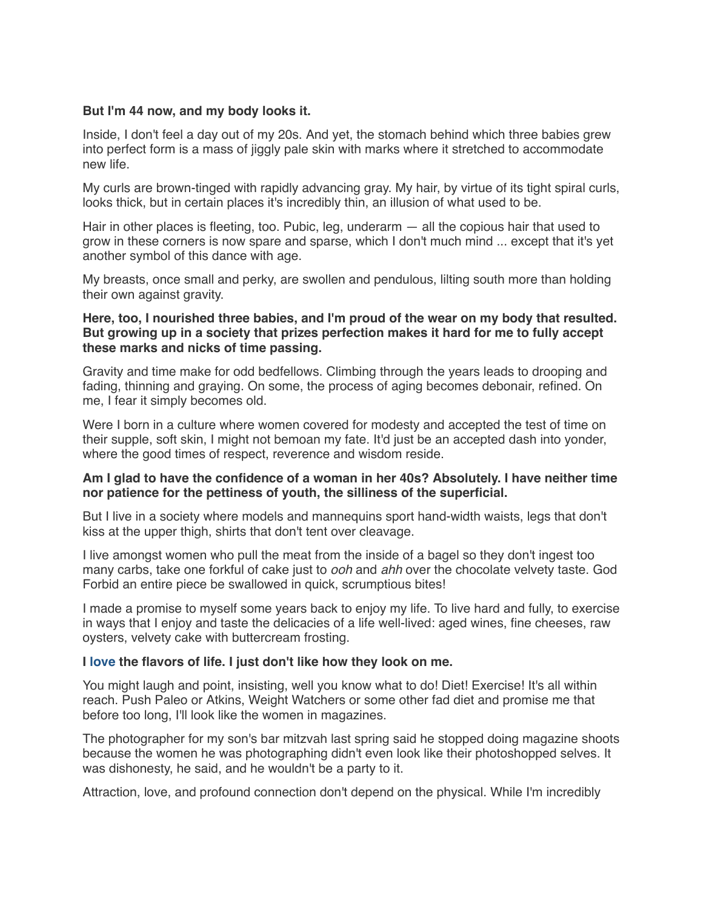**But I'm 44 now, and my body looks it.**

Inside, I don't feel a day out of my 20s. And yet, the stomach behind which three babies grew into perfect form is a mass of jiggly pale skin with marks where it stretched to accommodate new life.

My curls are brown-tinged with rapidly advancing gray. My hair, by virtue of its tight spiral curls, looks thick, but in certain places it's incredibly thin, an illusion of what used to be.

Hair in other places is fleeting, too. Pubic, leg, underarm — all the copious hair that used to grow in these corners is now spare and sparse, which I don't much mind ... except that it's yet another symbol of this dance with age.

My breasts, once small and perky, are swollen and pendulous, lilting south more than holding their own against gravity.

**Here, too, I nourished three babies, and I'm proud of the wear on my body that resulted. But growing up in a society that prizes perfection makes it hard for me to fully accept these marks and nicks of time passing.**

Gravity and time make for odd bedfellows. Climbing through the years leads to drooping and fading, thinning and graying. On some, the process of aging becomes debonair, refined. On me, I fear it simply becomes old.

Were I born in a culture where women covered for modesty and accepted the test of time on their supple, soft skin, I might not bemoan my fate. It'd just be an accepted dash into yonder, where the good times of respect, reverence and wisdom reside.

**Am I glad to have the confidence of a woman in her 40s? Absolutely. I have neither time nor patience for the pettiness of youth, the silliness of the superficial.**

But I live in a society where models and mannequins sport hand-width waists, legs that don't kiss at the upper thigh, shirts that don't tent over cleavage.

I live amongst women who pull the meat from the inside of a bagel so they don't ingest too many carbs, take one forkful of cake just to *ooh* and *ahh* over the chocolate velvety taste. God Forbid an entire piece be swallowed in quick, scrumptious bites!

I made a promise to myself some years back to enjoy my life. To live hard and fully, to exercise in ways that I enjoy and taste the delicacies of a life well-lived: aged wines, fine cheeses, raw oysters, velvety cake with buttercream frosting.

**I love the flavors of life. I just don't like how they look on me.**

You might laugh and point, insisting, well you know what to do! Diet! Exercise! It's all within reach. Push Paleo or Atkins, Weight Watchers or some other fad diet and promise me that before too long, I'll look like the women in magazines.

The photographer for my son's bar mitzvah last spring said he stopped doing magazine shoots because the women he was photographing didn't even look like their photoshopped selves. It was dishonesty, he said, and he wouldn't be a party to it.

Attraction, love, and profound connection don't depend on the physical. While I'm incredibly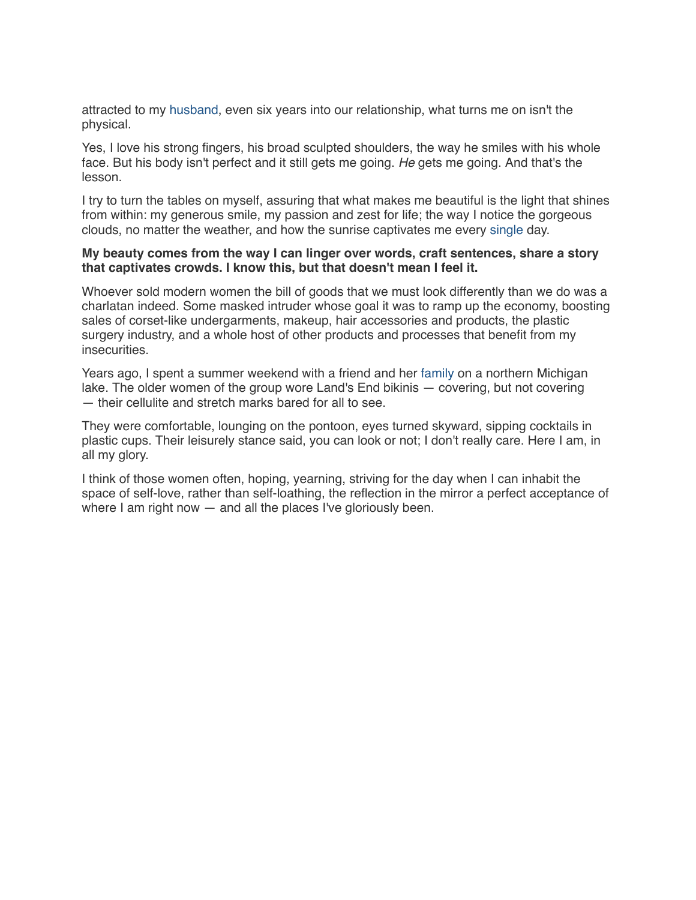attracted to my husband, even six years into our relationship, what turns me on isn't the physical.

Yes, I love his strong fingers, his broad sculpted shoulders, the way he smiles with his whole face. But his body isn't perfect and it still gets me going. *He* gets me going. And that's the lesson.

I try to turn the tables on myself, assuring that what makes me beautiful is the light that shines from within: my generous smile, my passion and zest for life; the way I notice the gorgeous clouds, no matter the weather, and how the sunrise captivates me every single day.

**My beauty comes from the way I can linger over words, craft sentences, share a story that captivates crowds. I know this, but that doesn't mean I feel it.**

Whoever sold modern women the bill of goods that we must look differently than we do was a charlatan indeed. Some masked intruder whose goal it was to ramp up the economy, boosting sales of corset-like undergarments, makeup, hair accessories and products, the plastic surgery industry, and a whole host of other products and processes that benefit from my insecurities.

Years ago, I spent a summer weekend with a friend and her family on a northern Michigan lake. The older women of the group wore Land's End bikinis — covering, but not covering — their cellulite and stretch marks bared for all to see.

They were comfortable, lounging on the pontoon, eyes turned skyward, sipping cocktails in plastic cups. Their leisurely stance said, you can look or not; I don't really care. Here I am, in all my glory.

I think of those women often, hoping, yearning, striving for the day when I can inhabit the space of self-love, rather than self-loathing, the reflection in the mirror a perfect acceptance of where I am right now — and all the places I've gloriously been.